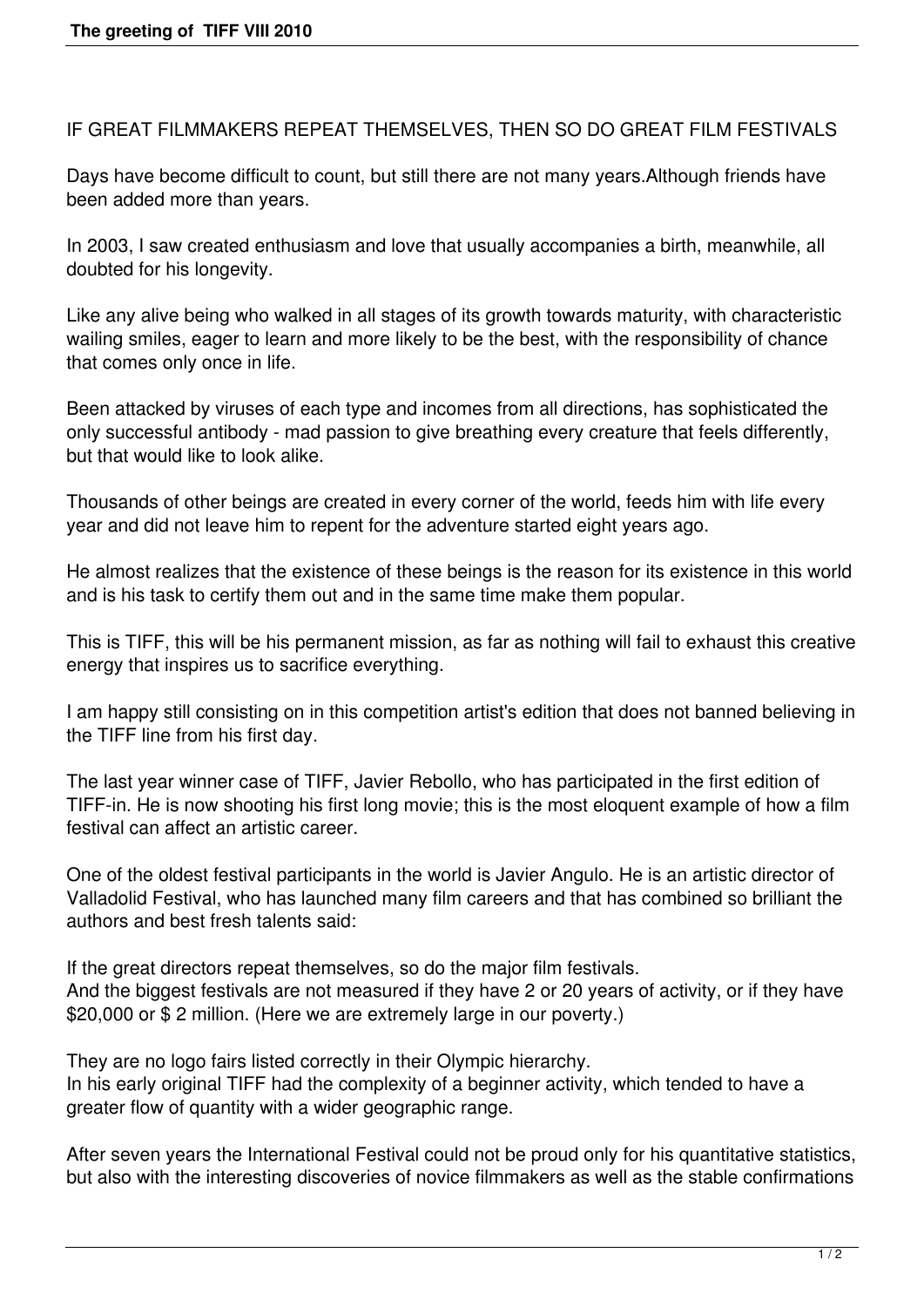# IF GREAT FILMMAKERS REPEAT THEMSELVES, THEN SO DO GREAT FILM FESTIVALS

Days have become difficult to count, but still there are not many years.Although friends have been added more than years.

In 2003, I saw created enthusiasm and love that usually accompanies a birth, meanwhile, all doubted for his longevity.

Like any alive being who walked in all stages of its growth towards maturity, with characteristic wailing smiles, eager to learn and more likely to be the best, with the responsibility of chance that comes only once in life.

Been attacked by viruses of each type and incomes from all directions, has sophisticated the only successful antibody - mad passion to give breathing every creature that feels differently, but that would like to look alike.

Thousands of other beings are created in every corner of the world, feeds him with life every year and did not leave him to repent for the adventure started eight years ago.

He almost realizes that the existence of these beings is the reason for its existence in this world and is his task to certify them out and in the same time make them popular.

This is TIFF, this will be his permanent mission, as far as nothing will fail to exhaust this creative energy that inspires us to sacrifice everything.

I am happy still consisting on in this competition artist's edition that does not banned believing in the TIFF line from his first day.

The last year winner case of TIFF, Javier Rebollo, who has participated in the first edition of TIFF-in. He is now shooting his first long movie; this is the most eloquent example of how a film festival can affect an artistic career.

One of the oldest festival participants in the world is Javier Angulo. He is an artistic director of Valladolid Festival, who has launched many film careers and that has combined so brilliant the authors and best fresh talents said:

If the great directors repeat themselves, so do the major film festivals.
And the biggest festivals are not measured if they have 2 or 20 years of activity, or if they have $20,000 or $ 2 million. (Here we are extremely large in our poverty.)

They are no logo fairs listed correctly in their Olympic hierarchy.
In his early original TIFF had the complexity of a beginner activity, which tended to have a greater flow of quantity with a wider geographic range.

After seven years the International Festival could not be proud only for his quantitative statistics, but also with the interesting discoveries of novice filmmakers as well as the stable confirmations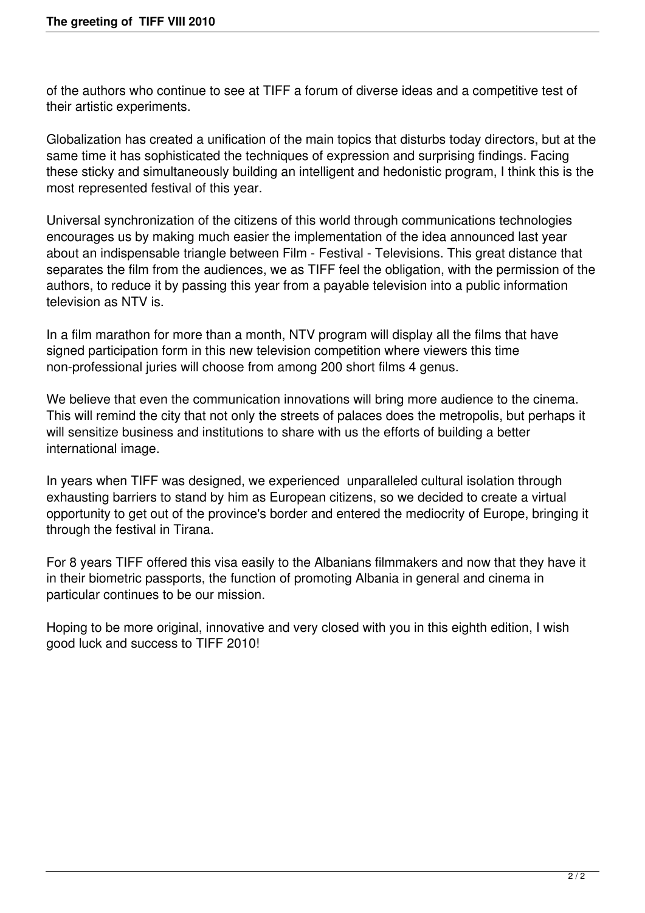of the authors who continue to see at TIFF a forum of diverse ideas and a competitive test of their artistic experiments.

Globalization has created a unification of the main topics that disturbs today directors, but at the same time it has sophisticated the techniques of expression and surprising findings. Facing these sticky and simultaneously building an intelligent and hedonistic program, I think this is the most represented festival of this year.

Universal synchronization of the citizens of this world through communications technologies encourages us by making much easier the implementation of the idea announced last year about an indispensable triangle between Film - Festival - Televisions. This great distance that separates the film from the audiences, we as TIFF feel the obligation, with the permission of the authors, to reduce it by passing this year from a payable television into a public information television as NTV is.

In a film marathon for more than a month, NTV program will display all the films that have signed participation form in this new television competition where viewers this time non-professional juries will choose from among 200 short films 4 genus.

We believe that even the communication innovations will bring more audience to the cinema. This will remind the city that not only the streets of palaces does the metropolis, but perhaps it will sensitize business and institutions to share with us the efforts of building a better international image.

In years when TIFF was designed, we experienced unparalleled cultural isolation through exhausting barriers to stand by him as European citizens, so we decided to create a virtual opportunity to get out of the province's border and entered the mediocrity of Europe, bringing it through the festival in Tirana.

For 8 years TIFF offered this visa easily to the Albanians filmmakers and now that they have it in their biometric passports, the function of promoting Albania in general and cinema in particular continues to be our mission.

Hoping to be more original, innovative and very closed with you in this eighth edition, I wish good luck and success to TIFF 2010!